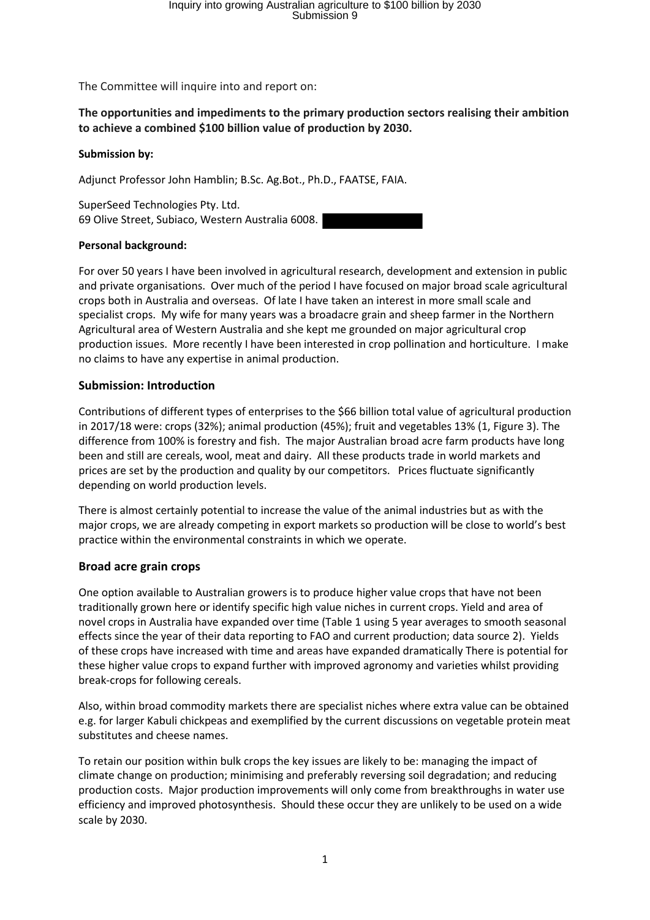The Committee will inquire into and report on:

**The opportunities and impediments to the primary production sectors realising their ambition to achieve a combined $100 billion value of production by 2030.**

**Submission by:**

Adjunct Professor John Hamblin; B.Sc. Ag.Bot., Ph.D., FAATSE, FAIA.

SuperSeed Technologies Pty. Ltd.
69 Olive Street, Subiaco, Western Australia 6008.

**Personal background:**

For over 50 years I have been involved in agricultural research, development and extension in public and private organisations. Over much of the period I have focused on major broad scale agricultural crops both in Australia and overseas. Of late I have taken an interest in more small scale and specialist crops. My wife for many years was a broadacre grain and sheep farmer in the Northern Agricultural area of Western Australia and she kept me grounded on major agricultural crop production issues. More recently I have been interested in crop pollination and horticulture. I make no claims to have any expertise in animal production.

## Submission: Introduction

Contributions of different types of enterprises to the $66 billion total value of agricultural production in 2017/18 were: crops (32%); animal production (45%); fruit and vegetables 13% (1, Figure 3). The difference from 100% is forestry and fish. The major Australian broad acre farm products have long been and still are cereals, wool, meat and dairy. All these products trade in world markets and prices are set by the production and quality by our competitors. Prices fluctuate significantly depending on world production levels.

There is almost certainly potential to increase the value of the animal industries but as with the major crops, we are already competing in export markets so production will be close to world's best practice within the environmental constraints in which we operate.

## Broad acre grain crops

One option available to Australian growers is to produce higher value crops that have not been traditionally grown here or identify specific high value niches in current crops. Yield and area of novel crops in Australia have expanded over time (Table 1 using 5 year averages to smooth seasonal effects since the year of their data reporting to FAO and current production; data source 2). Yields of these crops have increased with time and areas have expanded dramatically There is potential for these higher value crops to expand further with improved agronomy and varieties whilst providing break-crops for following cereals.

Also, within broad commodity markets there are specialist niches where extra value can be obtained e.g. for larger Kabuli chickpeas and exemplified by the current discussions on vegetable protein meat substitutes and cheese names.

To retain our position within bulk crops the key issues are likely to be: managing the impact of climate change on production; minimising and preferably reversing soil degradation; and reducing production costs. Major production improvements will only come from breakthroughs in water use efficiency and improved photosynthesis. Should these occur they are unlikely to be used on a wide scale by 2030.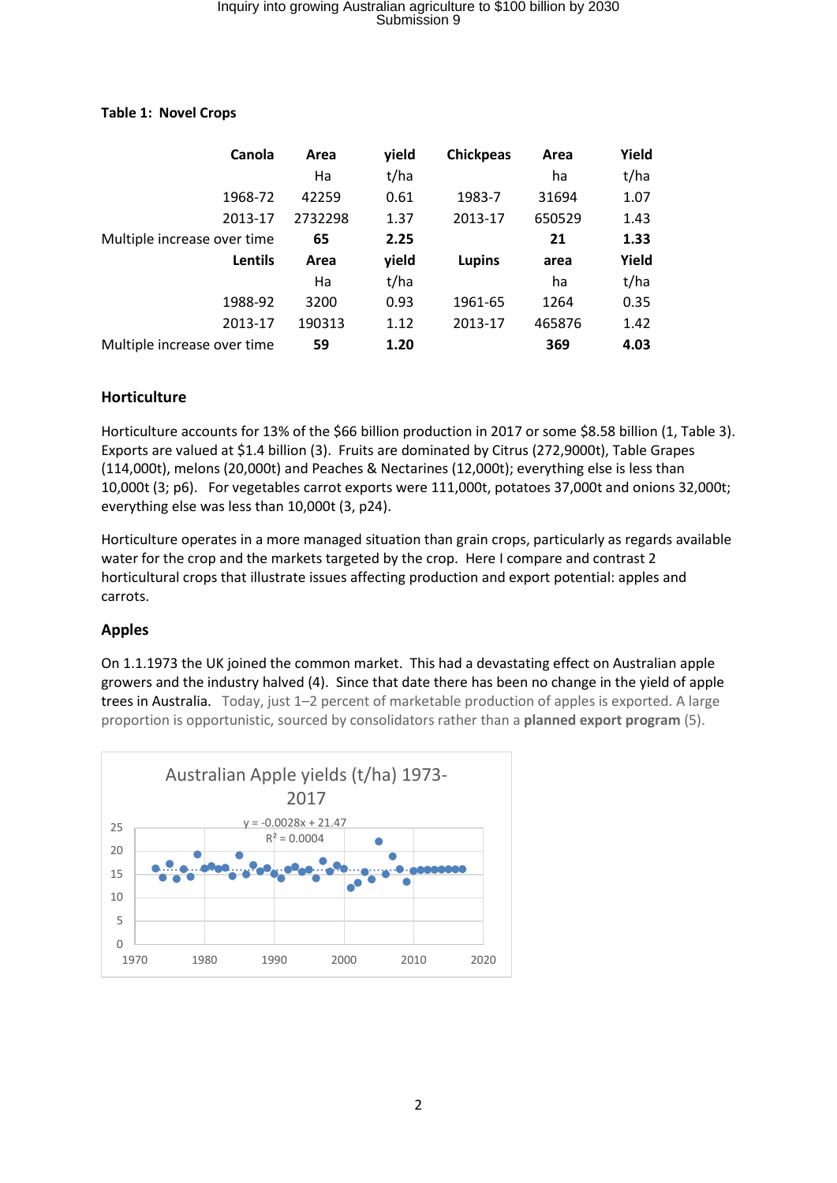**Table 1: Novel Crops**

| Canola | Area | yield | Chickpeas | Area | Yield |
|---|---|---|---|---|---|
| | Ha | t/ha | | ha | t/ha |
| 1968-72 | 42259 | 0.61 | 1983-7 | 31694 | 1.07 |
| 2013-17 | 2732298 | 1.37 | 2013-17 | 650529 | 1.43 |
| Multiple increase over time | **65** | **2.25** | | **21** | **1.33** |
| **Lentils** | **Area** | **yield** | **Lupins** | **area** | **Yield** |
| | Ha | t/ha | | ha | t/ha |
| 1988-92 | 3200 | 0.93 | 1961-65 | 1264 | 0.35 |
| 2013-17 | 190313 | 1.12 | 2013-17 | 465876 | 1.42 |
| Multiple increase over time | **59** | **1.20** | | **369** | **4.03** |

## Horticulture

Horticulture accounts for 13% of the $66 billion production in 2017 or some $8.58 billion (1, Table 3). Exports are valued at $1.4 billion (3). Fruits are dominated by Citrus (272,9000t), Table Grapes (114,000t), melons (20,000t) and Peaches & Nectarines (12,000t); everything else is less than 10,000t (3; p6). For vegetables carrot exports were 111,000t, potatoes 37,000t and onions 32,000t; everything else was less than 10,000t (3, p24).

Horticulture operates in a more managed situation than grain crops, particularly as regards available water for the crop and the markets targeted by the crop. Here I compare and contrast 2 horticultural crops that illustrate issues affecting production and export potential: apples and carrots.

## Apples

On 1.1.1973 the UK joined the common market. This had a devastating effect on Australian apple growers and the industry halved (4). Since that date there has been no change in the yield of apple trees in Australia. Today, just 1–2 percent of marketable production of apples is exported. A large proportion is opportunistic, sourced by consolidators rather than a **planned export program** (5).

Australian Apple yields (t/ha) 1973-2017

$y = -0.0028x + 21.47$
$R^2 = 0.0004$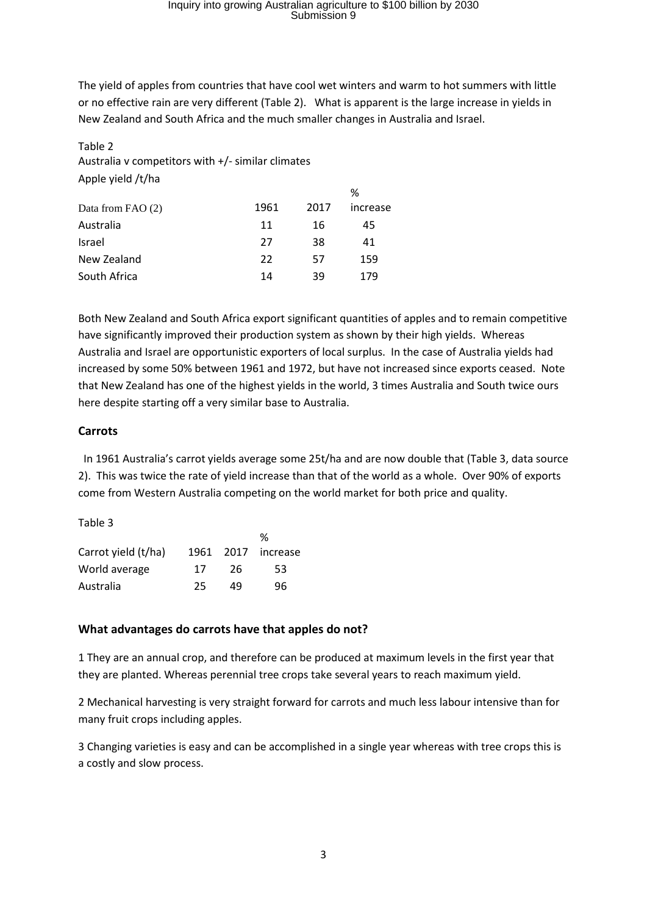The yield of apples from countries that have cool wet winters and warm to hot summers with little or no effective rain are very different (Table 2). What is apparent is the large increase in yields in New Zealand and South Africa and the much smaller changes in Australia and Israel.

Table 2
Australia v competitors with +/- similar climates
Apple yield /t/ha

| Data from FAO (2) | 1961 | 2017 | % increase |
|---|---|---|---|
| Australia | 11 | 16 | 45 |
| Israel | 27 | 38 | 41 |
| New Zealand | 22 | 57 | 159 |
| South Africa | 14 | 39 | 179 |

Both New Zealand and South Africa export significant quantities of apples and to remain competitive have significantly improved their production system as shown by their high yields. Whereas Australia and Israel are opportunistic exporters of local surplus. In the case of Australia yields had increased by some 50% between 1961 and 1972, but have not increased since exports ceased. Note that New Zealand has one of the highest yields in the world, 3 times Australia and South twice ours here despite starting off a very similar base to Australia.

### Carrots

In 1961 Australia's carrot yields average some 25t/ha and are now double that (Table 3, data source 2). This was twice the rate of yield increase than that of the world as a whole. Over 90% of exports come from Western Australia competing on the world market for both price and quality.

Table 3

| Carrot yield (t/ha) | 1961 | 2017 | % increase |
|---|---|---|---|
| World average | 17 | 26 | 53 |
| Australia | 25 | 49 | 96 |

### What advantages do carrots have that apples do not?

1 They are an annual crop, and therefore can be produced at maximum levels in the first year that they are planted. Whereas perennial tree crops take several years to reach maximum yield.

2 Mechanical harvesting is very straight forward for carrots and much less labour intensive than for many fruit crops including apples.

3 Changing varieties is easy and can be accomplished in a single year whereas with tree crops this is a costly and slow process.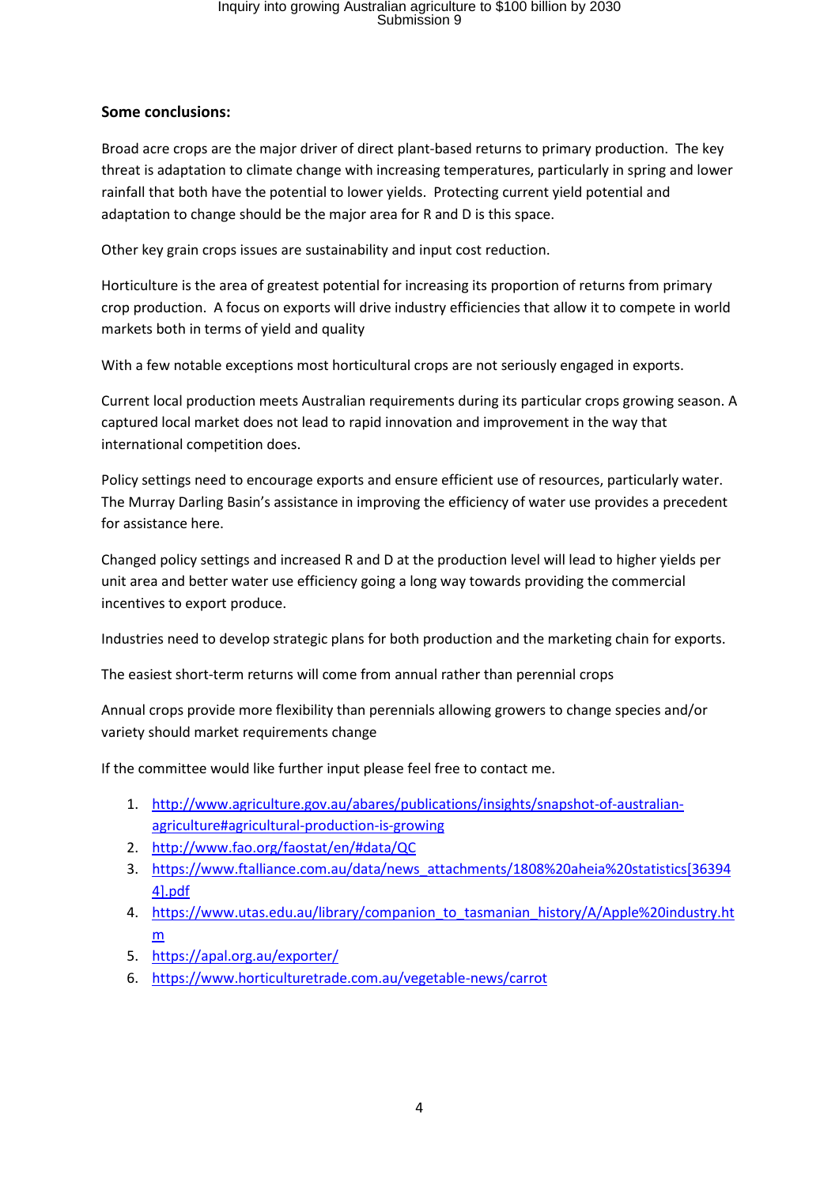**Some conclusions:**

Broad acre crops are the major driver of direct plant-based returns to primary production. The key threat is adaptation to climate change with increasing temperatures, particularly in spring and lower rainfall that both have the potential to lower yields. Protecting current yield potential and adaptation to change should be the major area for R and D is this space.

Other key grain crops issues are sustainability and input cost reduction.

Horticulture is the area of greatest potential for increasing its proportion of returns from primary crop production. A focus on exports will drive industry efficiencies that allow it to compete in world markets both in terms of yield and quality

With a few notable exceptions most horticultural crops are not seriously engaged in exports.

Current local production meets Australian requirements during its particular crops growing season. A captured local market does not lead to rapid innovation and improvement in the way that international competition does.

Policy settings need to encourage exports and ensure efficient use of resources, particularly water. The Murray Darling Basin's assistance in improving the efficiency of water use provides a precedent for assistance here.

Changed policy settings and increased R and D at the production level will lead to higher yields per unit area and better water use efficiency going a long way towards providing the commercial incentives to export produce.

Industries need to develop strategic plans for both production and the marketing chain for exports.

The easiest short-term returns will come from annual rather than perennial crops

Annual crops provide more flexibility than perennials allowing growers to change species and/or variety should market requirements change

If the committee would like further input please feel free to contact me.

1. http://www.agriculture.gov.au/abares/publications/insights/snapshot-of-australian-agriculture#agricultural-production-is-growing
2. http://www.fao.org/faostat/en/#data/QC
3. https://www.ftalliance.com.au/data/news_attachments/1808%20aheia%20statistics[363944].pdf
4. https://www.utas.edu.au/library/companion_to_tasmanian_history/A/Apple%20industry.htm
5. https://apal.org.au/exporter/
6. https://www.horticulturetrade.com.au/vegetable-news/carrot